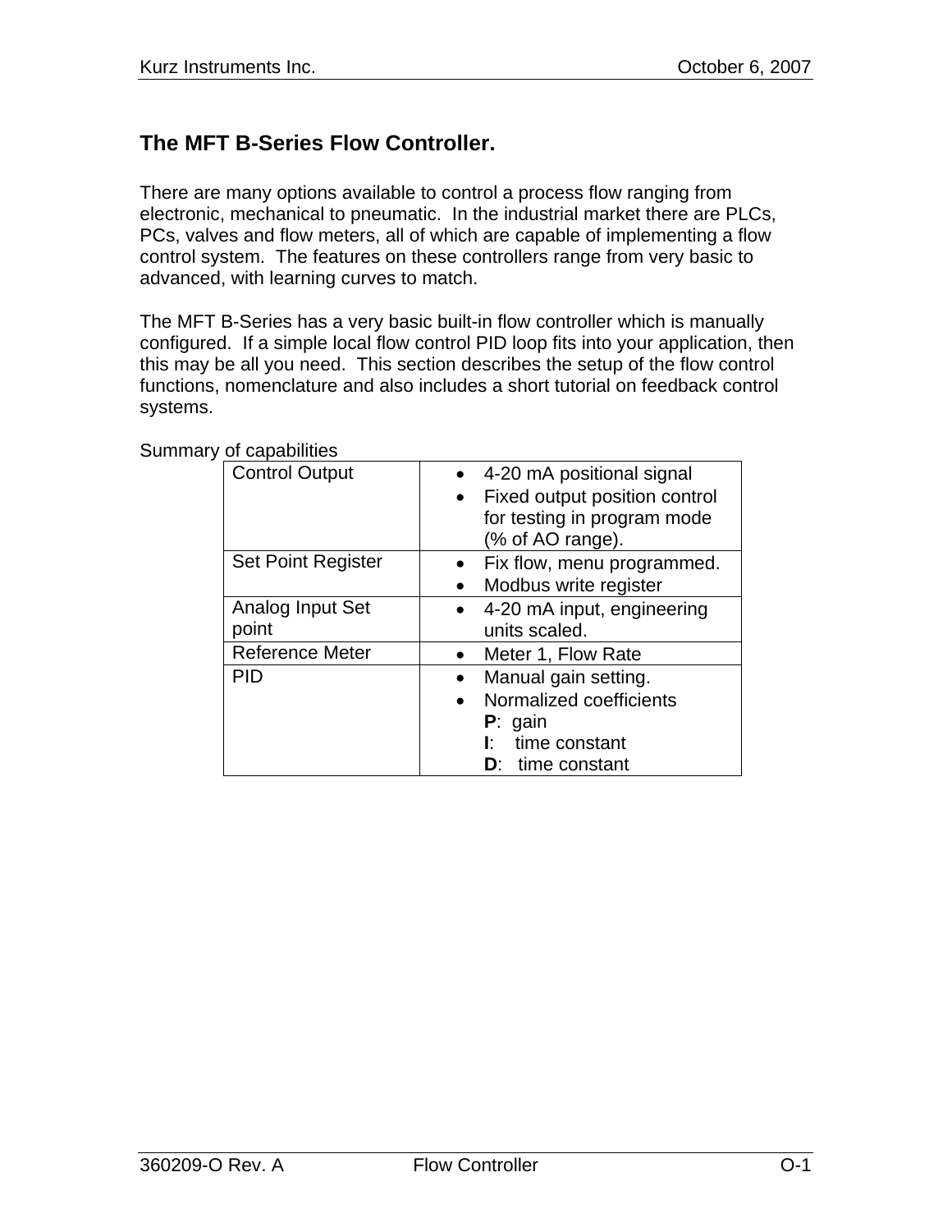## The MFT B-Series Flow Controller.

There are many options available to control a process flow ranging from electronic, mechanical to pneumatic. In the industrial market there are PLCs, PCs, valves and flow meters, all of which are capable of implementing a flow control system. The features on these controllers range from very basic to advanced, with learning curves to match.

The MFT B-Series has a very basic built-in flow controller which is manually configured. If a simple local flow control PID loop fits into your application, then this may be all you need. This section describes the setup of the flow control functions, nomenclature and also includes a short tutorial on feedback control systems.

Summary of capabilities

| | |
|---|---|
| Control Output | • 4-20 mA positional signal<br>• Fixed output position control for testing in program mode (% of AO range). |
| Set Point Register | • Fix flow, menu programmed.<br>• Modbus write register |
| Analog Input Set point | • 4-20 mA input, engineering units scaled. |
| Reference Meter | • Meter 1, Flow Rate |
| PID | • Manual gain setting.<br>• Normalized coefficients<br>**P**: gain<br>**I**: time constant<br>**D**: time constant |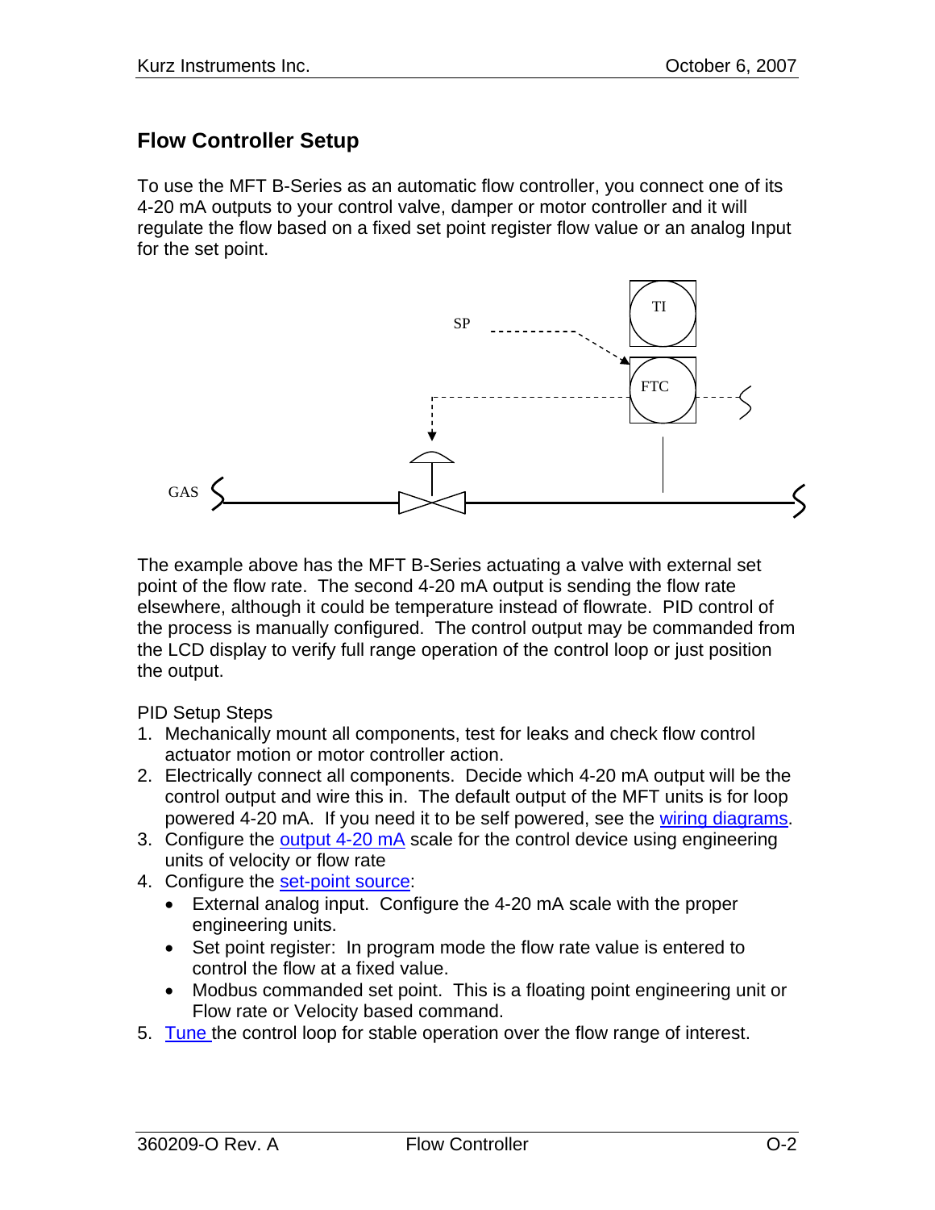## Flow Controller Setup

To use the MFT B-Series as an automatic flow controller, you connect one of its 4-20 mA outputs to your control valve, damper or motor controller and it will regulate the flow based on a fixed set point register flow value or an analog Input for the set point.

The example above has the MFT B-Series actuating a valve with external set point of the flow rate. The second 4-20 mA output is sending the flow rate elsewhere, although it could be temperature instead of flowrate. PID control of the process is manually configured. The control output may be commanded from the LCD display to verify full range operation of the control loop or just position the output.

PID Setup Steps

1. Mechanically mount all components, test for leaks and check flow control actuator motion or motor controller action.
2. Electrically connect all components. Decide which 4-20 mA output will be the control output and wire this in. The default output of the MFT units is for loop powered 4-20 mA. If you need it to be self powered, see the wiring diagrams.
3. Configure the output 4-20 mA scale for the control device using engineering units of velocity or flow rate
4. Configure the set-point source:
   - External analog input. Configure the 4-20 mA scale with the proper engineering units.
   - Set point register: In program mode the flow rate value is entered to control the flow at a fixed value.
   - Modbus commanded set point. This is a floating point engineering unit or Flow rate or Velocity based command.
5. Tune the control loop for stable operation over the flow range of interest.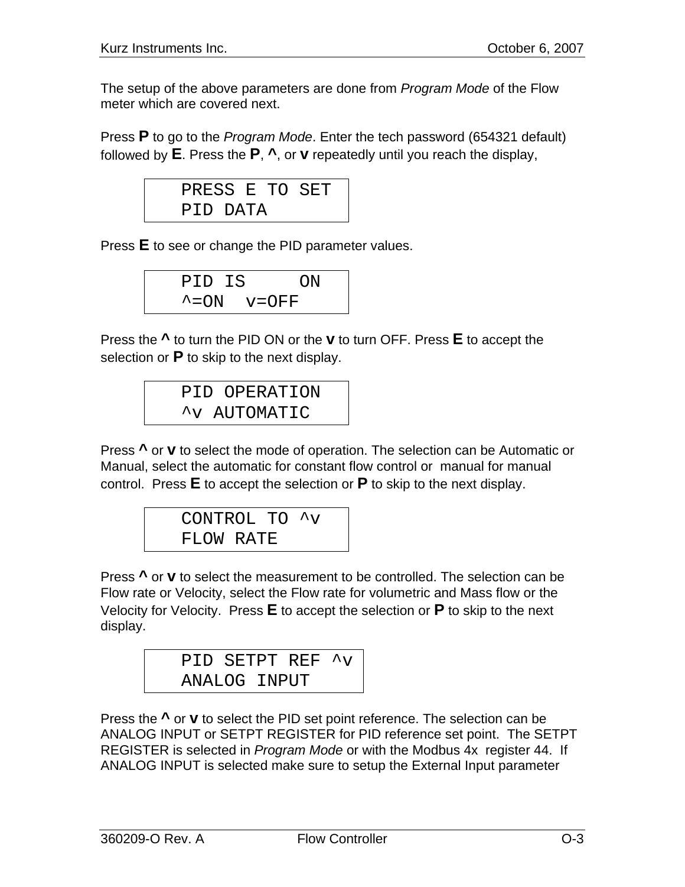The setup of the above parameters are done from *Program Mode* of the Flow meter which are covered next.

Press **P** to go to the *Program Mode*. Enter the tech password (654321 default) followed by **E**. Press the **P**, **^**, or **v** repeatedly until you reach the display,

```
PRESS E TO SET
PID DATA
```

Press **E** to see or change the PID parameter values.

```
PID IS     ON
^=ON  v=OFF
```

Press the **^** to turn the PID ON or the **v** to turn OFF. Press **E** to accept the selection or **P** to skip to the next display.

```
PID OPERATION
^v AUTOMATIC
```

Press **^** or **v** to select the mode of operation. The selection can be Automatic or Manual, select the automatic for constant flow control or manual for manual control. Press **E** to accept the selection or **P** to skip to the next display.

```
CONTROL TO ^v
FLOW RATE
```

Press **^** or **v** to select the measurement to be controlled. The selection can be Flow rate or Velocity, select the Flow rate for volumetric and Mass flow or the Velocity for Velocity. Press **E** to accept the selection or **P** to skip to the next display.

```
PID SETPT REF ^v
ANALOG INPUT
```

Press the **^** or **v** to select the PID set point reference. The selection can be ANALOG INPUT or SETPT REGISTER for PID reference set point. The SETPT REGISTER is selected in *Program Mode* or with the Modbus 4x register 44. If ANALOG INPUT is selected make sure to setup the External Input parameter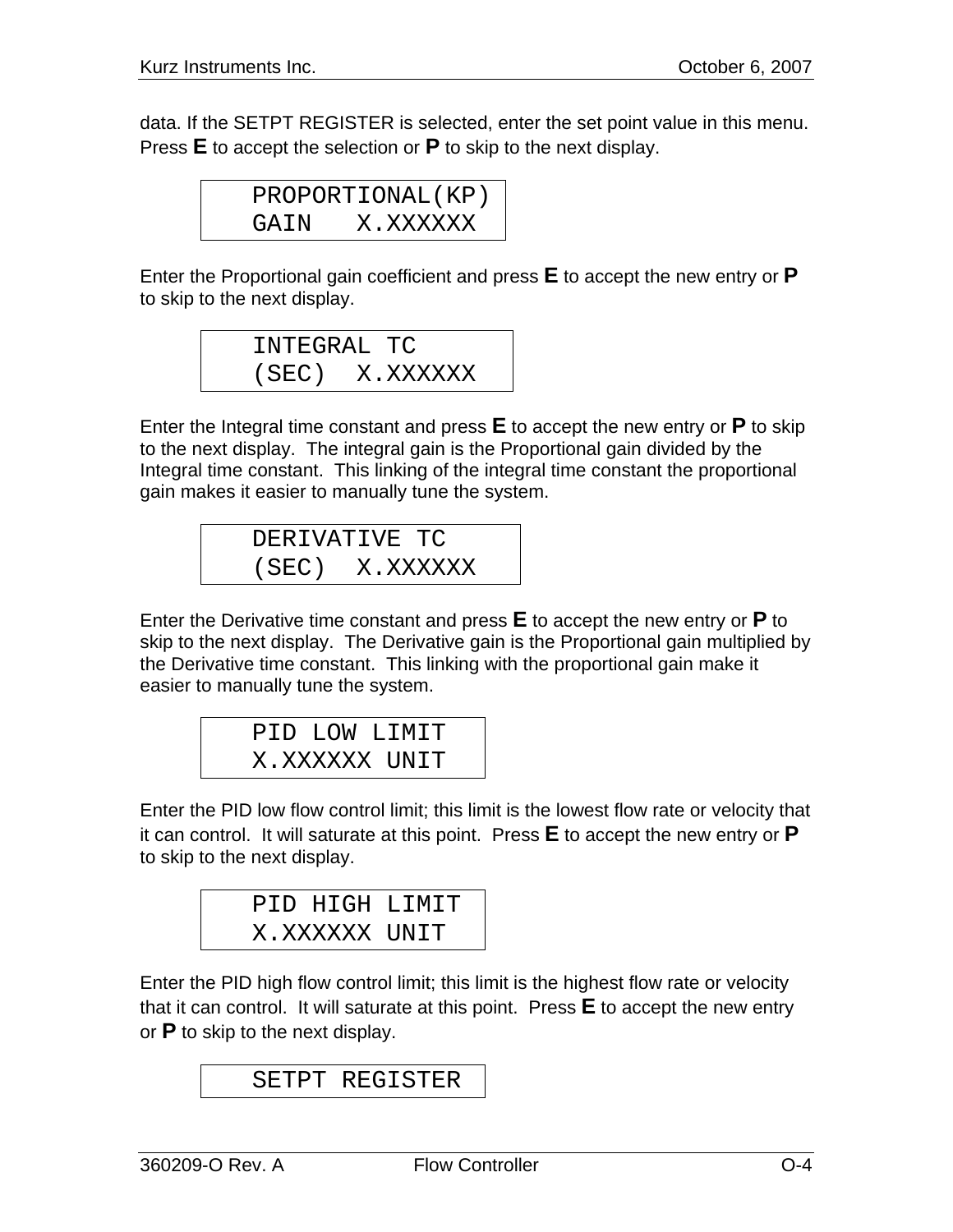data. If the SETPT REGISTER is selected, enter the set point value in this menu. Press **E** to accept the selection or **P** to skip to the next display.

```
PROPORTIONAL(KP)
GAIN   X.XXXXXX
```

Enter the Proportional gain coefficient and press **E** to accept the new entry or **P** to skip to the next display.

```
INTEGRAL TC
(SEC)  X.XXXXXX
```

Enter the Integral time constant and press **E** to accept the new entry or **P** to skip to the next display. The integral gain is the Proportional gain divided by the Integral time constant. This linking of the integral time constant the proportional gain makes it easier to manually tune the system.

```
DERIVATIVE TC
(SEC)  X.XXXXXX
```

Enter the Derivative time constant and press **E** to accept the new entry or **P** to skip to the next display. The Derivative gain is the Proportional gain multiplied by the Derivative time constant. This linking with the proportional gain make it easier to manually tune the system.

```
PID LOW LIMIT
X.XXXXXX UNIT
```

Enter the PID low flow control limit; this limit is the lowest flow rate or velocity that it can control. It will saturate at this point. Press **E** to accept the new entry or **P** to skip to the next display.

```
PID HIGH LIMIT
X.XXXXXX UNIT
```

Enter the PID high flow control limit; this limit is the highest flow rate or velocity that it can control. It will saturate at this point. Press **E** to accept the new entry or **P** to skip to the next display.

```
SETPT REGISTER
```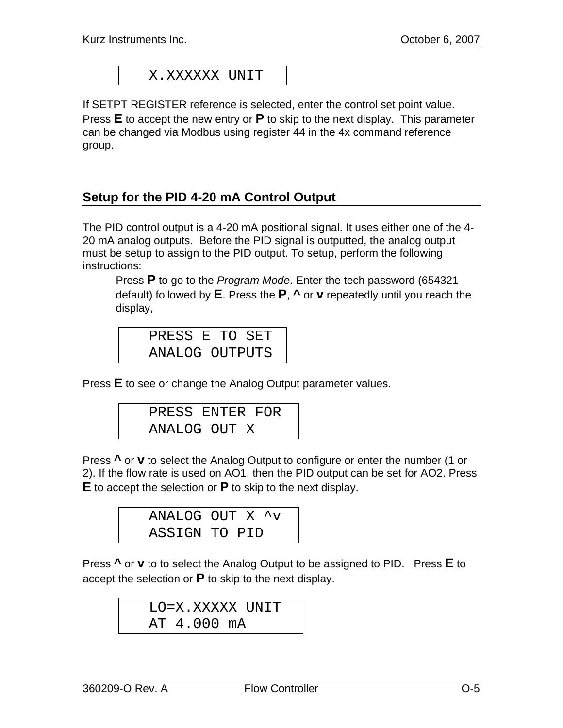```
X.XXXXXX UNIT
```

If SETPT REGISTER reference is selected, enter the control set point value. Press **E** to accept the new entry or **P** to skip to the next display. This parameter can be changed via Modbus using register 44 in the 4x command reference group.

## Setup for the PID 4-20 mA Control Output

The PID control output is a 4-20 mA positional signal. It uses either one of the 4-20 mA analog outputs. Before the PID signal is outputted, the analog output must be setup to assign to the PID output. To setup, perform the following instructions:

> Press **P** to go to the *Program Mode*. Enter the tech password (654321 default) followed by **E**. Press the **P**, **^** or **v** repeatedly until you reach the display,

```
PRESS E TO SET
ANALOG OUTPUTS
```

Press **E** to see or change the Analog Output parameter values.

```
PRESS ENTER FOR
ANALOG OUT X
```

Press **^** or **v** to select the Analog Output to configure or enter the number (1 or 2). If the flow rate is used on AO1, then the PID output can be set for AO2. Press **E** to accept the selection or **P** to skip to the next display.

```
ANALOG OUT X ^v
ASSIGN TO PID
```

Press **^** or **v** to to select the Analog Output to be assigned to PID. Press **E** to accept the selection or **P** to skip to the next display.

```
LO=X.XXXXX UNIT
AT 4.000 mA
```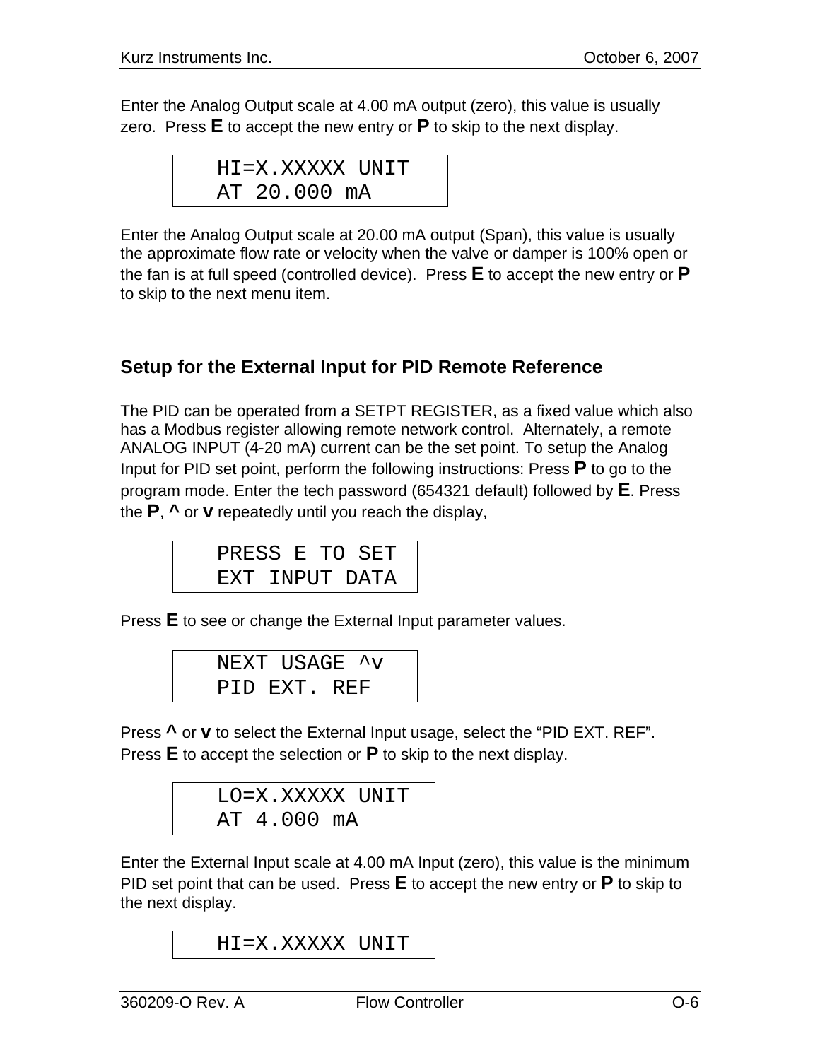Enter the Analog Output scale at 4.00 mA output (zero), this value is usually zero. Press **E** to accept the new entry or **P** to skip to the next display.

```
HI=X.XXXXX UNIT
AT 20.000 mA
```

Enter the Analog Output scale at 20.00 mA output (Span), this value is usually the approximate flow rate or velocity when the valve or damper is 100% open or the fan is at full speed (controlled device). Press **E** to accept the new entry or **P** to skip to the next menu item.

## Setup for the External Input for PID Remote Reference

The PID can be operated from a SETPT REGISTER, as a fixed value which also has a Modbus register allowing remote network control. Alternately, a remote ANALOG INPUT (4-20 mA) current can be the set point. To setup the Analog Input for PID set point, perform the following instructions: Press **P** to go to the program mode. Enter the tech password (654321 default) followed by **E**. Press the **P**, **^** or **v** repeatedly until you reach the display,

```
PRESS E TO SET
EXT INPUT DATA
```

Press **E** to see or change the External Input parameter values.

```
NEXT USAGE ^v
PID EXT. REF
```

Press **^** or **v** to select the External Input usage, select the "PID EXT. REF". Press **E** to accept the selection or **P** to skip to the next display.

```
LO=X.XXXXX UNIT
AT 4.000 mA
```

Enter the External Input scale at 4.00 mA Input (zero), this value is the minimum PID set point that can be used. Press **E** to accept the new entry or **P** to skip to the next display.

```
HI=X.XXXXX UNIT
```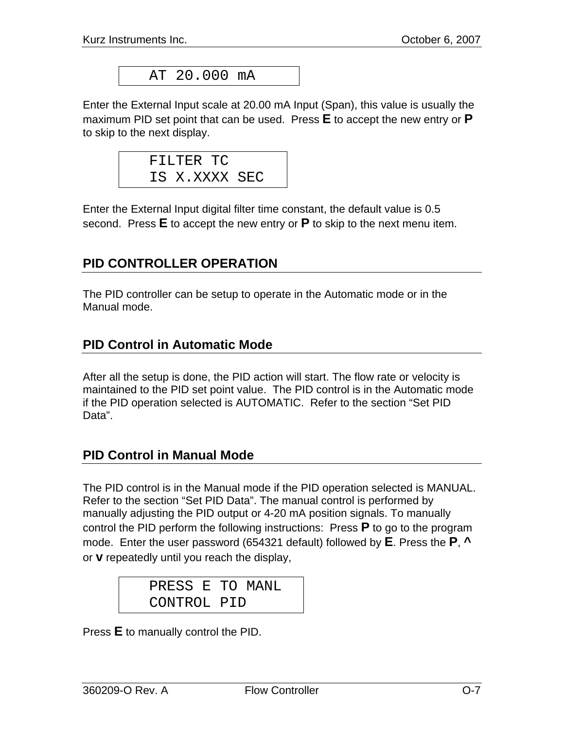```
AT 20.000 mA
```

Enter the External Input scale at 20.00 mA Input (Span), this value is usually the maximum PID set point that can be used. Press **E** to accept the new entry or **P** to skip to the next display.

```
FILTER TC
IS X.XXXX SEC
```

Enter the External Input digital filter time constant, the default value is 0.5 second. Press **E** to accept the new entry or **P** to skip to the next menu item.

## PID CONTROLLER OPERATION

The PID controller can be setup to operate in the Automatic mode or in the Manual mode.

## PID Control in Automatic Mode

After all the setup is done, the PID action will start. The flow rate or velocity is maintained to the PID set point value. The PID control is in the Automatic mode if the PID operation selected is AUTOMATIC. Refer to the section "Set PID Data".

## PID Control in Manual Mode

The PID control is in the Manual mode if the PID operation selected is MANUAL. Refer to the section "Set PID Data". The manual control is performed by manually adjusting the PID output or 4-20 mA position signals. To manually control the PID perform the following instructions: Press **P** to go to the program mode. Enter the user password (654321 default) followed by **E**. Press the **P**, **^** or **v** repeatedly until you reach the display,

```
PRESS E TO MANL
CONTROL PID
```

Press **E** to manually control the PID.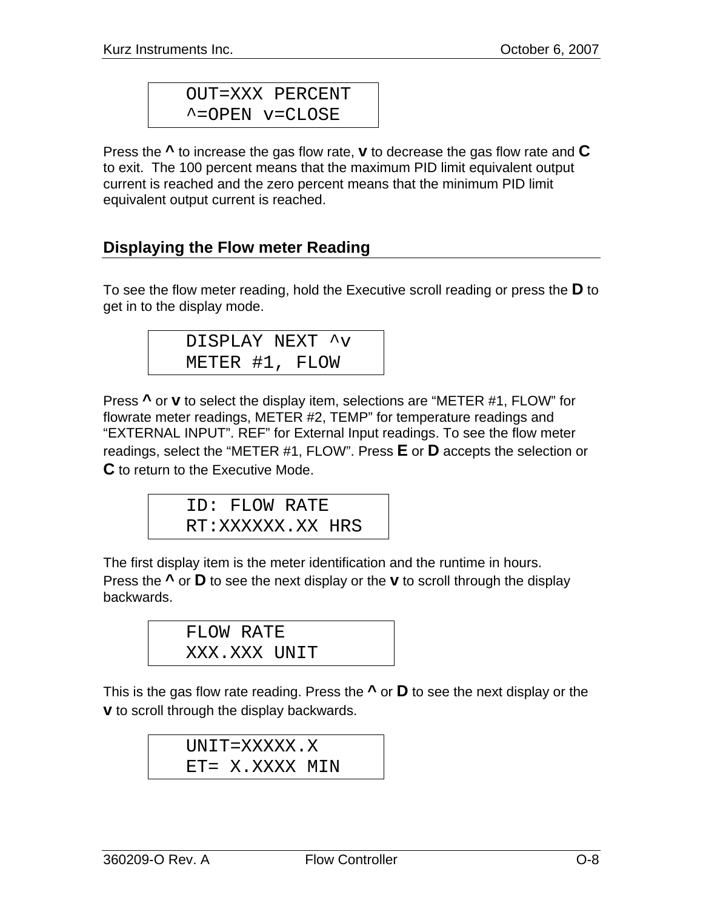```
OUT=XXX PERCENT
^=OPEN v=CLOSE
```

Press the **^** to increase the gas flow rate, **v** to decrease the gas flow rate and **C** to exit. The 100 percent means that the maximum PID limit equivalent output current is reached and the zero percent means that the minimum PID limit equivalent output current is reached.

## Displaying the Flow meter Reading

To see the flow meter reading, hold the Executive scroll reading or press the **D** to get in to the display mode.

```
DISPLAY NEXT ^v
METER #1, FLOW
```

Press **^** or **v** to select the display item, selections are "METER #1, FLOW" for flowrate meter readings, METER #2, TEMP" for temperature readings and "EXTERNAL INPUT". REF" for External Input readings. To see the flow meter readings, select the "METER #1, FLOW". Press **E** or **D** accepts the selection or **C** to return to the Executive Mode.

```
ID: FLOW RATE
RT:XXXXXX.XX HRS
```

The first display item is the meter identification and the runtime in hours.
Press the **^** or **D** to see the next display or the **v** to scroll through the display backwards.

```
FLOW RATE
XXX.XXX UNIT
```

This is the gas flow rate reading. Press the **^** or **D** to see the next display or the **v** to scroll through the display backwards.

```
UNIT=XXXXX.X
ET= X.XXXX MIN
```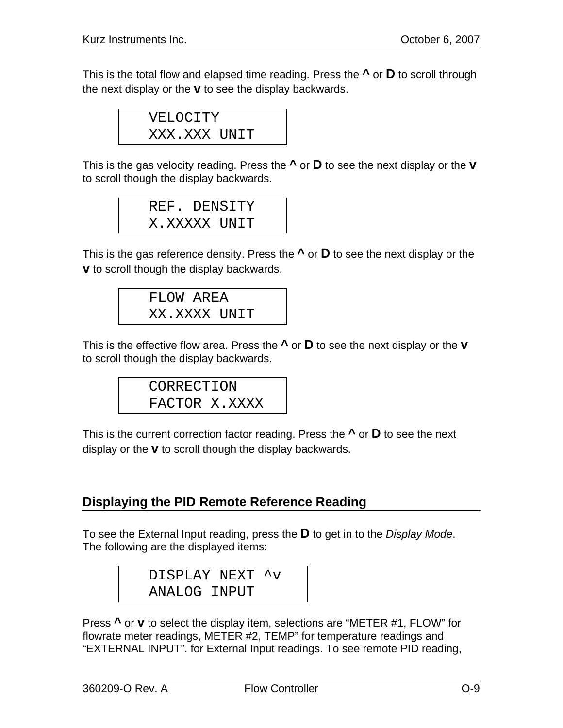This is the total flow and elapsed time reading. Press the **^** or **D** to scroll through the next display or the **v** to see the display backwards.

```
VELOCITY
XXX.XXX UNIT
```

This is the gas velocity reading. Press the **^** or **D** to see the next display or the **v** to scroll though the display backwards.

```
REF. DENSITY
X.XXXXX UNIT
```

This is the gas reference density. Press the **^** or **D** to see the next display or the **v** to scroll though the display backwards.

```
FLOW AREA
XX.XXXX UNIT
```

This is the effective flow area. Press the **^** or **D** to see the next display or the **v** to scroll though the display backwards.

```
CORRECTION
FACTOR X.XXXX
```

This is the current correction factor reading. Press the **^** or **D** to see the next display or the **v** to scroll though the display backwards.

## Displaying the PID Remote Reference Reading

To see the External Input reading, press the **D** to get in to the *Display Mode*. The following are the displayed items:

```
DISPLAY NEXT ^v
ANALOG INPUT
```

Press **^** or **v** to select the display item, selections are "METER #1, FLOW" for flowrate meter readings, METER #2, TEMP" for temperature readings and "EXTERNAL INPUT". for External Input readings. To see remote PID reading,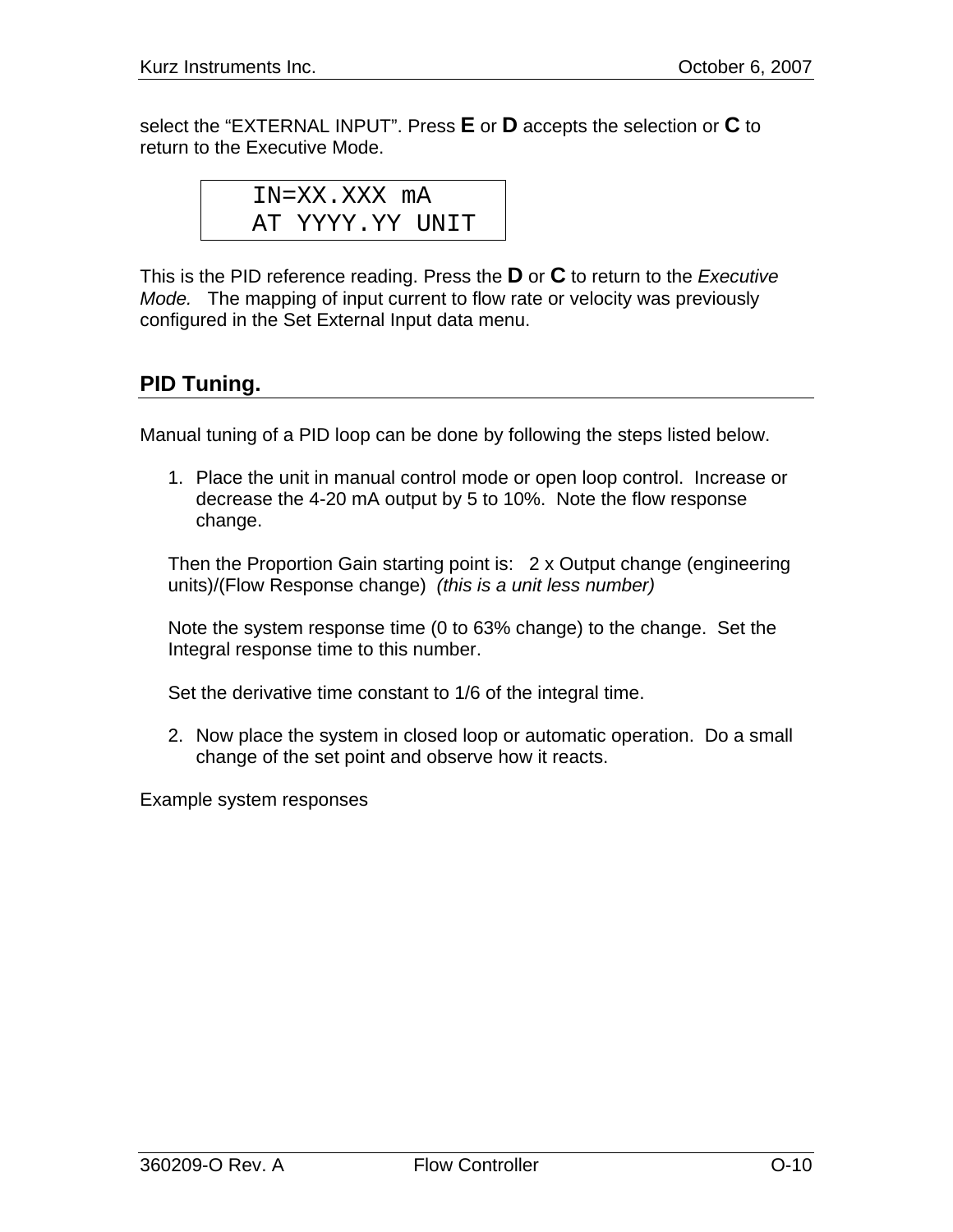select the "EXTERNAL INPUT". Press **E** or **D** accepts the selection or **C** to return to the Executive Mode.

```
   IN=XX.XXX mA
   AT YYYY.YY UNIT
```

This is the PID reference reading. Press the **D** or **C** to return to the *Executive Mode.* The mapping of input current to flow rate or velocity was previously configured in the Set External Input data menu.

## PID Tuning.

Manual tuning of a PID loop can be done by following the steps listed below.

1. Place the unit in manual control mode or open loop control. Increase or decrease the 4-20 mA output by 5 to 10%. Note the flow response change.

   Then the Proportion Gain starting point is: 2 x Output change (engineering units)/(Flow Response change) *(this is a unit less number)*

   Note the system response time (0 to 63% change) to the change. Set the Integral response time to this number.

   Set the derivative time constant to 1/6 of the integral time.

2. Now place the system in closed loop or automatic operation. Do a small change of the set point and observe how it reacts.

Example system responses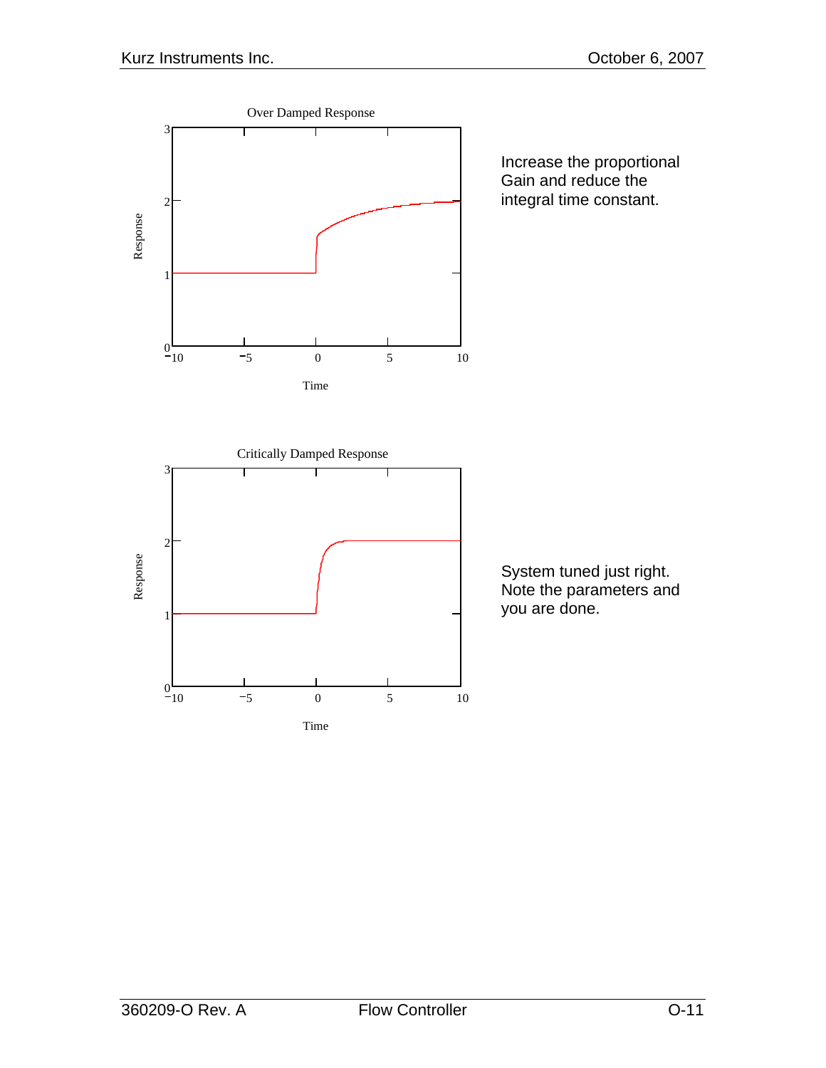Over Damped Response

Increase the proportional Gain and reduce the integral time constant.

Critically Damped Response

System tuned just right. Note the parameters and you are done.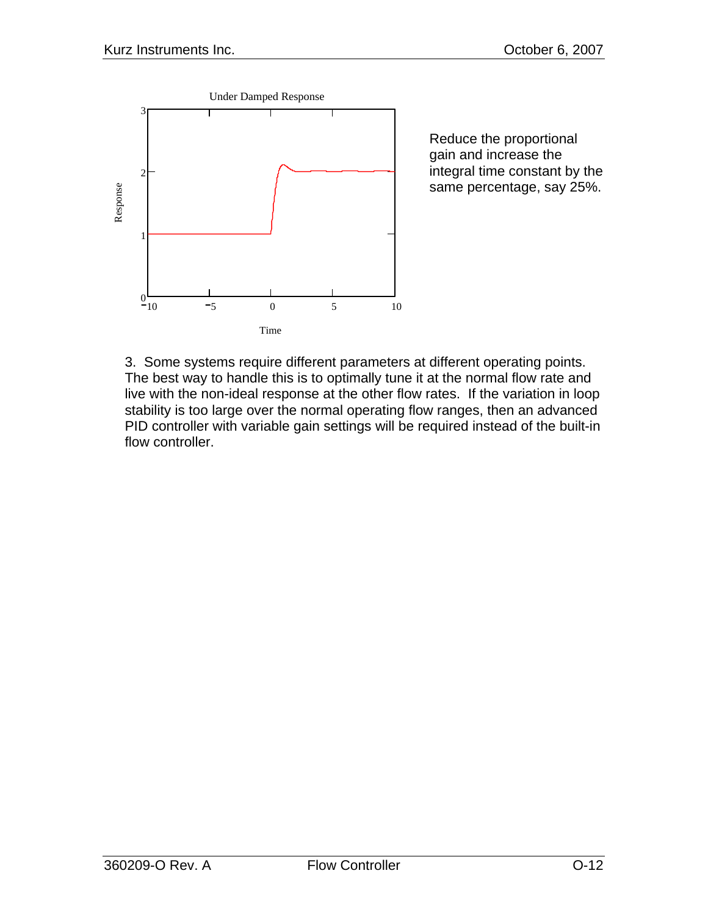Under Damped Response

3

2

1

0

Response

−10 −5 0 5 10

Time

Reduce the proportional gain and increase the integral time constant by the same percentage, say 25%.

3. Some systems require different parameters at different operating points. The best way to handle this is to optimally tune it at the normal flow rate and live with the non-ideal response at the other flow rates. If the variation in loop stability is too large over the normal operating flow ranges, then an advanced PID controller with variable gain settings will be required instead of the built-in flow controller.